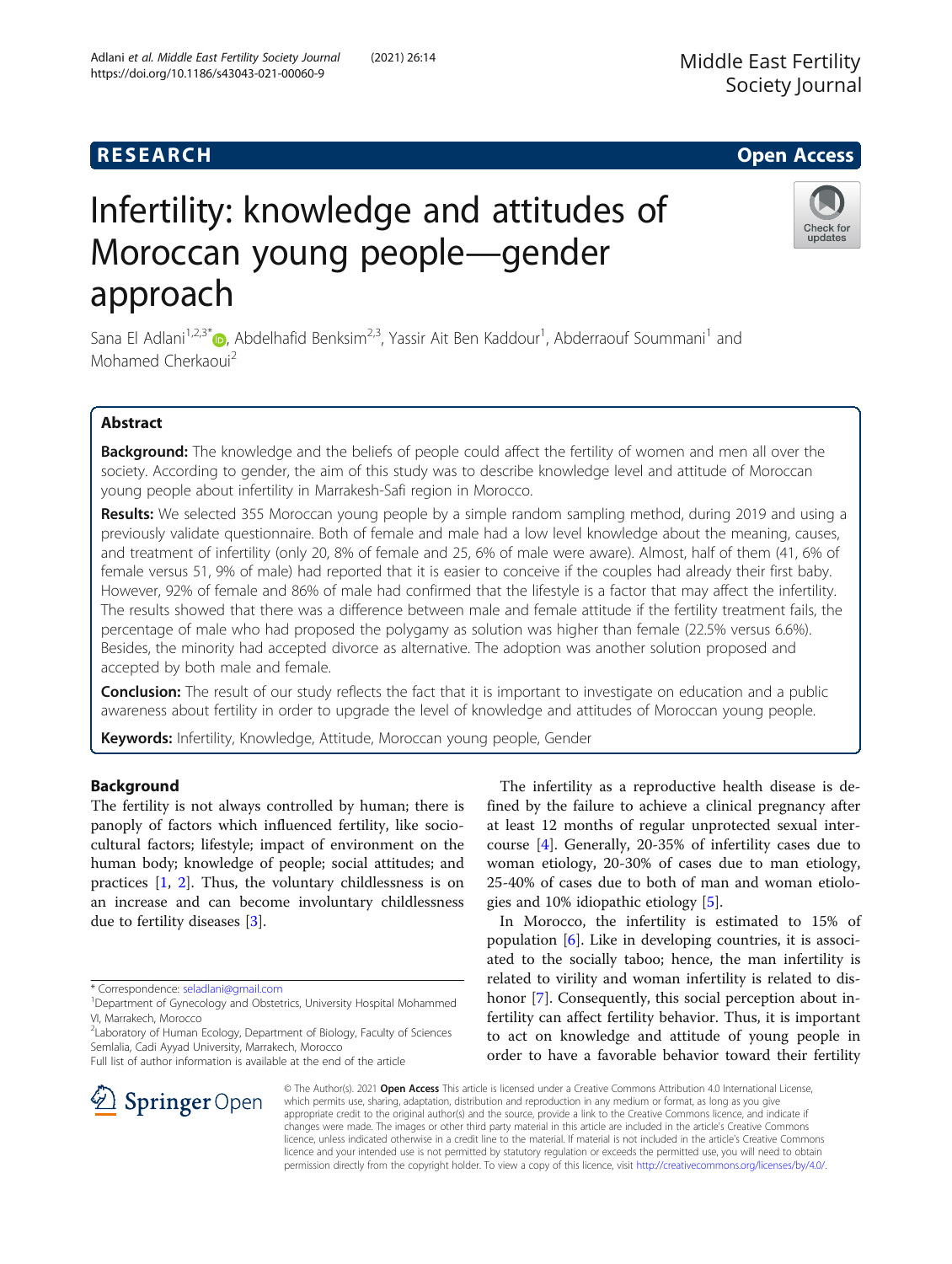RESEARCH

Open Access

# Infertility: knowledge and attitudes of Moroccan young people—gender approach

Sana El Adlani[1,2,3*], Abdelhafid Benksim[2,3], Yassir Ait Ben Kaddour[1], Abderraouf Soummani[1] and Mohamed Cherkaoui[2]

## Abstract

**Background:** The knowledge and the beliefs of people could affect the fertility of women and men all over the society. According to gender, the aim of this study was to describe knowledge level and attitude of Moroccan young people about infertility in Marrakesh-Safi region in Morocco.

**Results:** We selected 355 Moroccan young people by a simple random sampling method, during 2019 and using a previously validate questionnaire. Both of female and male had a low level knowledge about the meaning, causes, and treatment of infertility (only 20, 8% of female and 25, 6% of male were aware). Almost, half of them (41, 6% of female versus 51, 9% of male) had reported that it is easier to conceive if the couples had already their first baby. However, 92% of female and 86% of male had confirmed that the lifestyle is a factor that may affect the infertility. The results showed that there was a difference between male and female attitude if the fertility treatment fails, the percentage of male who had proposed the polygamy as solution was higher than female (22.5% versus 6.6%). Besides, the minority had accepted divorce as alternative. The adoption was another solution proposed and accepted by both male and female.

**Conclusion:** The result of our study reflects the fact that it is important to investigate on education and a public awareness about fertility in order to upgrade the level of knowledge and attitudes of Moroccan young people.

**Keywords:** Infertility, Knowledge, Attitude, Moroccan young people, Gender

## Background

The fertility is not always controlled by human; there is panoply of factors which influenced fertility, like socio-cultural factors; lifestyle; impact of environment on the human body; knowledge of people; social attitudes; and practices [1, 2]. Thus, the voluntary childlessness is on an increase and can become involuntary childlessness due to fertility diseases [3].

The infertility as a reproductive health disease is defined by the failure to achieve a clinical pregnancy after at least 12 months of regular unprotected sexual intercourse [4]. Generally, 20-35% of infertility cases due to woman etiology, 20-30% of cases due to man etiology, 25-40% of cases due to both of man and woman etiologies and 10% idiopathic etiology [5].

In Morocco, the infertility is estimated to 15% of population [6]. Like in developing countries, it is associated to the socially taboo; hence, the man infertility is related to virility and woman infertility is related to dishonor [7]. Consequently, this social perception about infertility can affect fertility behavior. Thus, it is important to act on knowledge and attitude of young people in order to have a favorable behavior toward their fertility

* Correspondence: seladlani@gmail.com
[1]Department of Gynecology and Obstetrics, University Hospital Mohammed VI, Marrakech, Morocco
[2]Laboratory of Human Ecology, Department of Biology, Faculty of Sciences Semlalia, Cadi Ayyad University, Marrakech, Morocco
Full list of author information is available at the end of the article

© The Author(s). 2021 **Open Access** This article is licensed under a Creative Commons Attribution 4.0 International License, which permits use, sharing, adaptation, distribution and reproduction in any medium or format, as long as you give appropriate credit to the original author(s) and the source, provide a link to the Creative Commons licence, and indicate if changes were made. The images or other third party material in this article are included in the article's Creative Commons licence, unless indicated otherwise in a credit line to the material. If material is not included in the article's Creative Commons licence and your intended use is not permitted by statutory regulation or exceeds the permitted use, you will need to obtain permission directly from the copyright holder. To view a copy of this licence, visit http://creativecommons.org/licenses/by/4.0/.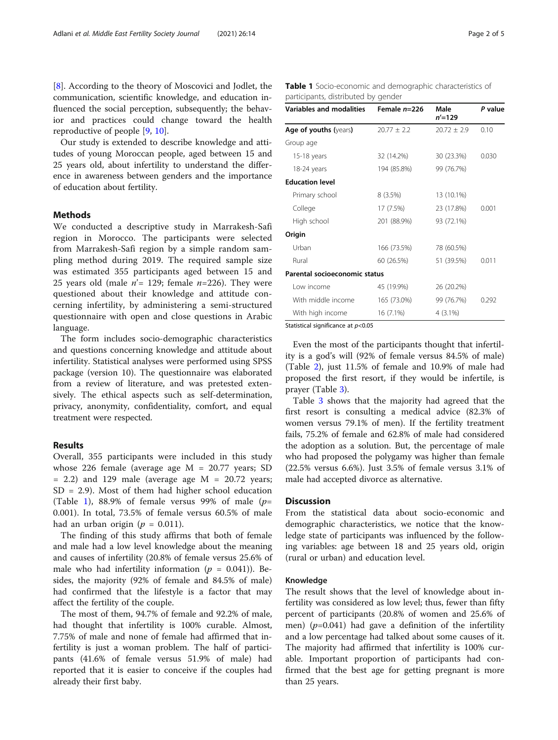[8]. According to the theory of Moscovici and Jodlet, the communication, scientific knowledge, and education influenced the social perception, subsequently; the behavior and practices could change toward the health reproductive of people [9, 10].

Our study is extended to describe knowledge and attitudes of young Moroccan people, aged between 15 and 25 years old, about infertility to understand the difference in awareness between genders and the importance of education about fertility.

## Methods

We conducted a descriptive study in Marrakesh-Safi region in Morocco. The participants were selected from Marrakesh-Safi region by a simple random sampling method during 2019. The required sample size was estimated 355 participants aged between 15 and 25 years old (male $n'$= 129; female $n$=226). They were questioned about their knowledge and attitude concerning infertility, by administering a semi-structured questionnaire with open and close questions in Arabic language.

The form includes socio-demographic characteristics and questions concerning knowledge and attitude about infertility. Statistical analyses were performed using SPSS package (version 10). The questionnaire was elaborated from a review of literature, and was pretested extensively. The ethical aspects such as self-determination, privacy, anonymity, confidentiality, comfort, and equal treatment were respected.

## Results

Overall, 355 participants were included in this study whose 226 female (average age M = 20.77 years; SD = 2.2) and 129 male (average age M = 20.72 years; SD = 2.9). Most of them had higher school education (Table 1), 88.9% of female versus 99% of male ($p$= 0.001). In total, 73.5% of female versus 60.5% of male had an urban origin ($p$ = 0.011).

**Table 1** Socio-economic and demographic characteristics of participants, distributed by gender

| Variables and modalities | Female $n$=226 | Male $n'$=129 | $P$ value |
|---|---|---|---|
| **Age of youths** (years) | 20.77 ± 2.2 | 20.72 ± 2.9 | 0.10 |
| Group age | | | |
| 15-18 years | 32 (14.2%) | 30 (23.3%) | 0.030 |
| 18-24 years | 194 (85.8%) | 99 (76.7%) | |
| **Education level** | | | |
| Primary school | 8 (3.5%) | 13 (10.1%) | |
| College | 17 (7.5%) | 23 (17.8%) | 0.001 |
| High school | 201 (88.9%) | 93 (72.1%) | |
| **Origin** | | | |
| Urban | 166 (73.5%) | 78 (60.5%) | |
| Rural | 60 (26.5%) | 51 (39.5%) | 0.011 |
| **Parental socioeconomic status** | | | |
| Low income | 45 (19.9%) | 26 (20.2%) | |
| With middle income | 165 (73.0%) | 99 (76.7%) | 0.292 |
| With high income | 16 (7.1%) | 4 (3.1%) | |

Statistical significance at $p$<0.05

The finding of this study affirms that both of female and male had a low level knowledge about the meaning and causes of infertility (20.8% of female versus 25.6% of male who had infertility information ($p$ = 0.041)). Besides, the majority (92% of female and 84.5% of male) had confirmed that the lifestyle is a factor that may affect the fertility of the couple.

The most of them, 94.7% of female and 92.2% of male, had thought that infertility is 100% curable. Almost, 7.75% of male and none of female had affirmed that infertility is just a woman problem. The half of participants (41.6% of female versus 51.9% of male) had reported that it is easier to conceive if the couples had already their first baby.

Even the most of the participants thought that infertility is a god's will (92% of female versus 84.5% of male) (Table 2), just 11.5% of female and 10.9% of male had proposed the first resort, if they would be infertile, is prayer (Table 3).

Table 3 shows that the majority had agreed that the first resort is consulting a medical advice (82.3% of women versus 79.1% of men). If the fertility treatment fails, 75.2% of female and 62.8% of male had considered the adoption as a solution. But, the percentage of male who had proposed the polygamy was higher than female (22.5% versus 6.6%). Just 3.5% of female versus 3.1% of male had accepted divorce as alternative.

## Discussion

From the statistical data about socio-economic and demographic characteristics, we notice that the knowledge state of participants was influenced by the following variables: age between 18 and 25 years old, origin (rural or urban) and education level.

### Knowledge

The result shows that the level of knowledge about infertility was considered as low level; thus, fewer than fifty percent of participants (20.8% of women and 25.6% of men) ($p$=0.041) had gave a definition of the infertility and a low percentage had talked about some causes of it. The majority had affirmed that infertility is 100% curable. Important proportion of participants had confirmed that the best age for getting pregnant is more than 25 years.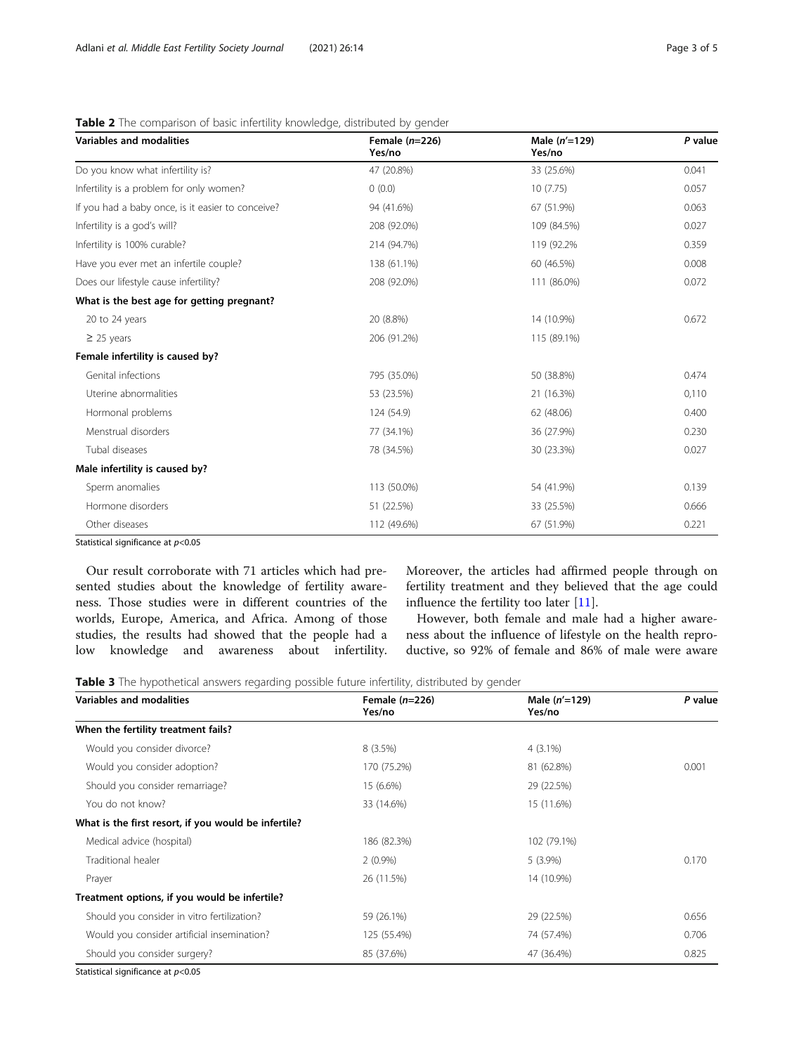**Table 2** The comparison of basic infertility knowledge, distributed by gender

| Variables and modalities | Female (*n*=226) Yes/no | Male (*n'*=129) Yes/no | *P* value |
|---|---|---|---|
| Do you know what infertility is? | 47 (20.8%) | 33 (25.6%) | 0.041 |
| Infertility is a problem for only women? | 0 (0.0) | 10 (7.75) | 0.057 |
| If you had a baby once, is it easier to conceive? | 94 (41.6%) | 67 (51.9%) | 0.063 |
| Infertility is a god's will? | 208 (92.0%) | 109 (84.5%) | 0.027 |
| Infertility is 100% curable? | 214 (94.7%) | 119 (92.2% | 0.359 |
| Have you ever met an infertile couple? | 138 (61.1%) | 60 (46.5%) | 0.008 |
| Does our lifestyle cause infertility? | 208 (92.0%) | 111 (86.0%) | 0.072 |
| **What is the best age for getting pregnant?** | | | |
| 20 to 24 years | 20 (8.8%) | 14 (10.9%) | 0.672 |
| ≥ 25 years | 206 (91.2%) | 115 (89.1%) | |
| **Female infertility is caused by?** | | | |
| Genital infections | 795 (35.0%) | 50 (38.8%) | 0.474 |
| Uterine abnormalities | 53 (23.5%) | 21 (16.3%) | 0,110 |
| Hormonal problems | 124 (54.9) | 62 (48.06) | 0.400 |
| Menstrual disorders | 77 (34.1%) | 36 (27.9%) | 0.230 |
| Tubal diseases | 78 (34.5%) | 30 (23.3%) | 0.027 |
| **Male infertility is caused by?** | | | |
| Sperm anomalies | 113 (50.0%) | 54 (41.9%) | 0.139 |
| Hormone disorders | 51 (22.5%) | 33 (25.5%) | 0.666 |
| Other diseases | 112 (49.6%) | 67 (51.9%) | 0.221 |

Statistical significance at $p<0.05$

Our result corroborate with 71 articles which had presented studies about the knowledge of fertility awareness. Those studies were in different countries of the worlds, Europe, America, and Africa. Among of those studies, the results had showed that the people had a low knowledge and awareness about infertility. Moreover, the articles had affirmed people through on fertility treatment and they believed that the age could influence the fertility too later [11].

However, both female and male had a higher awareness about the influence of lifestyle on the health reproductive, so 92% of female and 86% of male were aware

**Table 3** The hypothetical answers regarding possible future infertility, distributed by gender

| Variables and modalities | Female (*n*=226) Yes/no | Male (*n'*=129) Yes/no | *P* value |
|---|---|---|---|
| **When the fertility treatment fails?** | | | |
| Would you consider divorce? | 8 (3.5%) | 4 (3.1%) | |
| Would you consider adoption? | 170 (75.2%) | 81 (62.8%) | 0.001 |
| Should you consider remarriage? | 15 (6.6%) | 29 (22.5%) | |
| You do not know? | 33 (14.6%) | 15 (11.6%) | |
| **What is the first resort, if you would be infertile?** | | | |
| Medical advice (hospital) | 186 (82.3%) | 102 (79.1%) | |
| Traditional healer | 2 (0.9%) | 5 (3.9%) | 0.170 |
| Prayer | 26 (11.5%) | 14 (10.9%) | |
| **Treatment options, if you would be infertile?** | | | |
| Should you consider in vitro fertilization? | 59 (26.1%) | 29 (22.5%) | 0.656 |
| Would you consider artificial insemination? | 125 (55.4%) | 74 (57.4%) | 0.706 |
| Should you consider surgery? | 85 (37.6%) | 47 (36.4%) | 0.825 |

Statistical significance at $p<0.05$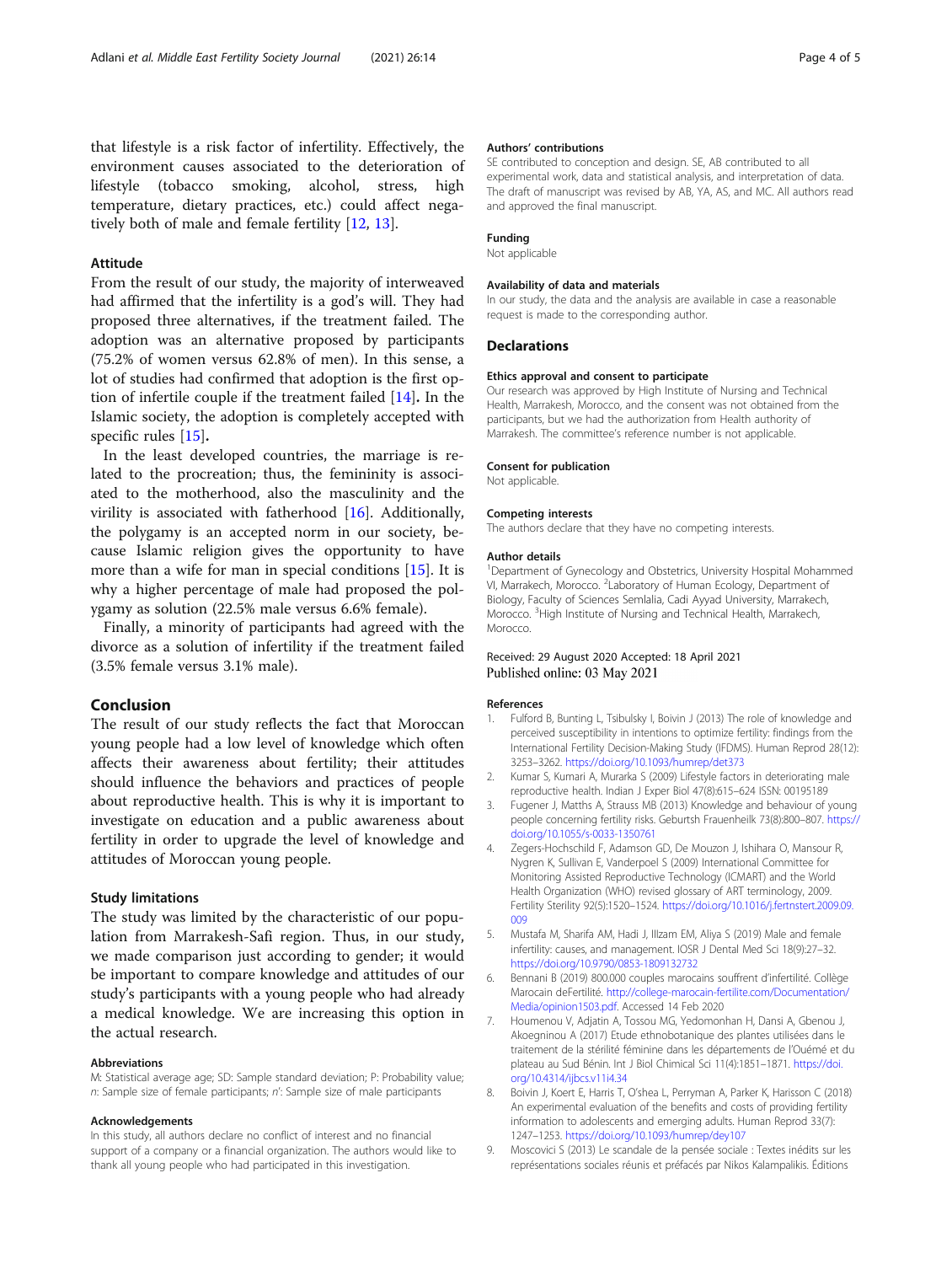that lifestyle is a risk factor of infertility. Effectively, the environment causes associated to the deterioration of lifestyle (tobacco smoking, alcohol, stress, high temperature, dietary practices, etc.) could affect negatively both of male and female fertility [12, 13].

### Attitude

From the result of our study, the majority of interweaved had affirmed that the infertility is a god's will. They had proposed three alternatives, if the treatment failed. The adoption was an alternative proposed by participants (75.2% of women versus 62.8% of men). In this sense, a lot of studies had confirmed that adoption is the first option of infertile couple if the treatment failed [14]. In the Islamic society, the adoption is completely accepted with specific rules [15].

In the least developed countries, the marriage is related to the procreation; thus, the femininity is associated to the motherhood, also the masculinity and the virility is associated with fatherhood [16]. Additionally, the polygamy is an accepted norm in our society, because Islamic religion gives the opportunity to have more than a wife for man in special conditions [15]. It is why a higher percentage of male had proposed the polygamy as solution (22.5% male versus 6.6% female).

Finally, a minority of participants had agreed with the divorce as a solution of infertility if the treatment failed (3.5% female versus 3.1% male).

## Conclusion

The result of our study reflects the fact that Moroccan young people had a low level of knowledge which often affects their awareness about fertility; their attitudes should influence the behaviors and practices of people about reproductive health. This is why it is important to investigate on education and a public awareness about fertility in order to upgrade the level of knowledge and attitudes of Moroccan young people.

### Study limitations

The study was limited by the characteristic of our population from Marrakesh-Safi region. Thus, in our study, we made comparison just according to gender; it would be important to compare knowledge and attitudes of our study's participants with a young people who had already a medical knowledge. We are increasing this option in the actual research.

#### Abbreviations

M: Statistical average age; SD: Sample standard deviation; P: Probability value; *n*: Sample size of female participants; *n*': Sample size of male participants

#### Acknowledgements

In this study, all authors declare no conflict of interest and no financial support of a company or a financial organization. The authors would like to thank all young people who had participated in this investigation.

#### Authors' contributions

SE contributed to conception and design. SE, AB contributed to all experimental work, data and statistical analysis, and interpretation of data. The draft of manuscript was revised by AB, YA, AS, and MC. All authors read and approved the final manuscript.

#### Funding

Not applicable

#### Availability of data and materials

In our study, the data and the analysis are available in case a reasonable request is made to the corresponding author.

## Declarations

#### Ethics approval and consent to participate

Our research was approved by High Institute of Nursing and Technical Health, Marrakesh, Morocco, and the consent was not obtained from the participants, but we had the authorization from Health authority of Marrakesh. The committee's reference number is not applicable.

#### Consent for publication

Not applicable.

#### Competing interests

The authors declare that they have no competing interests.

#### Author details

[1]Department of Gynecology and Obstetrics, University Hospital Mohammed VI, Marrakech, Morocco. [2]Laboratory of Human Ecology, Department of Biology, Faculty of Sciences Semlalia, Cadi Ayyad University, Marrakech, Morocco. [3]High Institute of Nursing and Technical Health, Marrakech, Morocco.

Received: 29 August 2020 Accepted: 18 April 2021
Published online: 03 May 2021

#### References

1. Fulford B, Bunting L, Tsibulsky I, Boivin J (2013) The role of knowledge and perceived susceptibility in intentions to optimize fertility: findings from the International Fertility Decision-Making Study (IFDMS). Human Reprod 28(12): 3253–3262. https://doi.org/10.1093/humrep/det373
2. Kumar S, Kumari A, Murarka S (2009) Lifestyle factors in deteriorating male reproductive health. Indian J Exper Biol 47(8):615–624 ISSN: 00195189
3. Fugener J, Matths A, Strauss MB (2013) Knowledge and behaviour of young people concerning fertility risks. Geburtsh Frauenheilk 73(8):800–807. https://doi.org/10.1055/s-0033-1350761
4. Zegers-Hochschild F, Adamson GD, De Mouzon J, Ishihara O, Mansour R, Nygren K, Sullivan E, Vanderpoel S (2009) International Committee for Monitoring Assisted Reproductive Technology (ICMART) and the World Health Organization (WHO) revised glossary of ART terminology, 2009. Fertility Sterility 92(5):1520–1524. https://doi.org/10.1016/j.fertnstert.2009.09.009
5. Mustafa M, Sharifa AM, Hadi J, IIlzam EM, Aliya S (2019) Male and female infertility: causes, and management. IOSR J Dental Med Sci 18(9):27–32. https://doi.org/10.9790/0853-1809132732
6. Bennani B (2019) 800.000 couples marocains souffrent d'infertilité. Collège Marocain deFertilité. http://college-marocain-fertilite.com/Documentation/Media/opinion1503.pdf. Accessed 14 Feb 2020
7. Houmenou V, Adjatin A, Tossou MG, Yedomonhan H, Dansi A, Gbenou J, Akoegninou A (2017) Etude ethnobotanique des plantes utilisées dans le traitement de la stérilité féminine dans les départements de l'Ouémé et du plateau au Sud Bénin. Int J Biol Chimical Sci 11(4):1851–1871. https://doi.org/10.4314/ijbcs.v11i4.34
8. Boivin J, Koert E, Harris T, O'shea L, Perryman A, Parker K, Harisson C (2018) An experimental evaluation of the benefits and costs of providing fertility information to adolescents and emerging adults. Human Reprod 33(7): 1247–1253. https://doi.org/10.1093/humrep/dey107
9. Moscovici S (2013) Le scandale de la pensée sociale : Textes inédits sur les représentations sociales réunis et préfacés par Nikos Kalampalikis. Éditions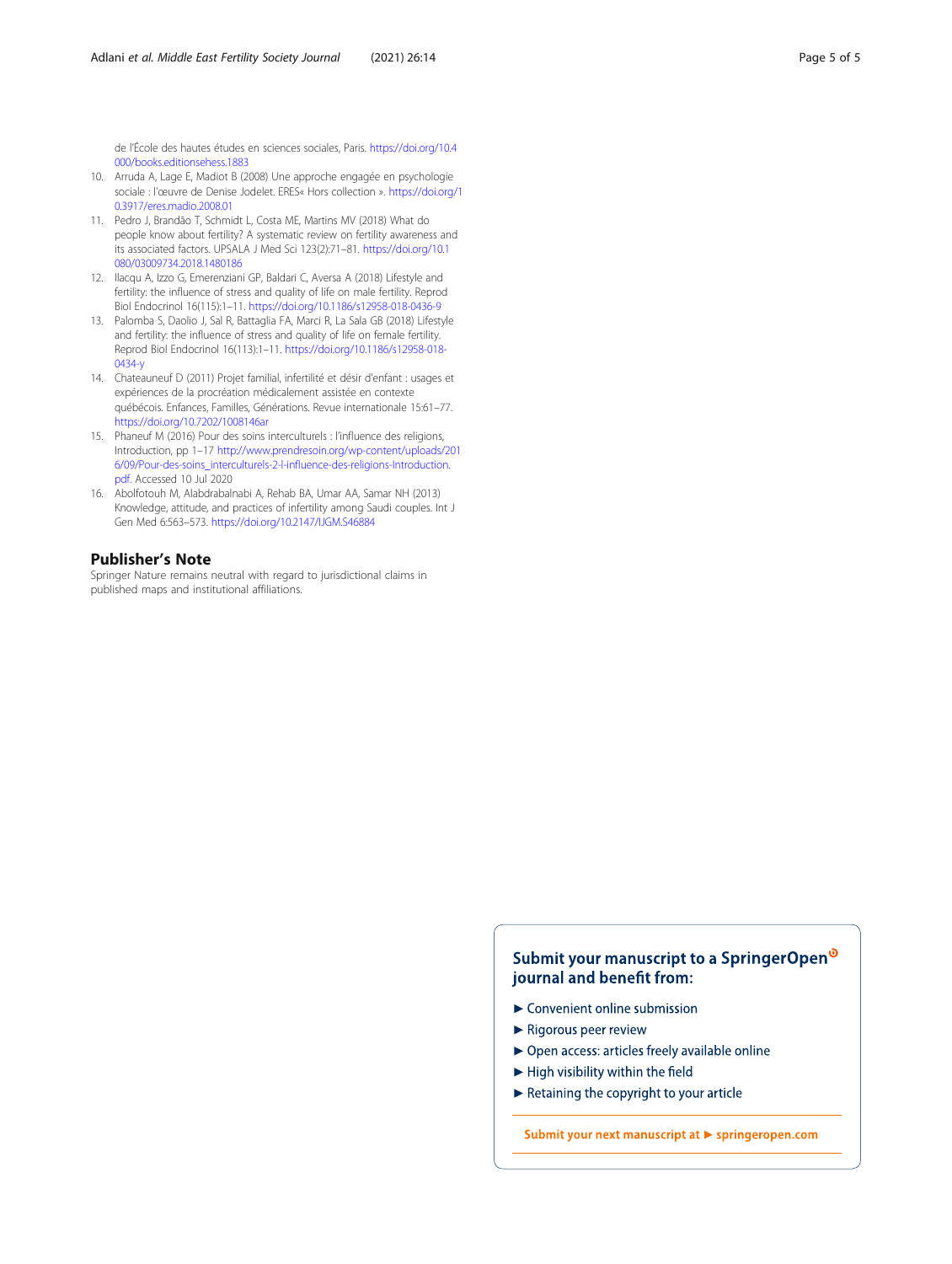de l'École des hautes études en sciences sociales, Paris. https://doi.org/10.4000/books.editionsehess.1883

10. Arruda A, Lage E, Madiot B (2008) Une approche engagée en psychologie sociale : l'œuvre de Denise Jodelet. ERES« Hors collection ». https://doi.org/10.3917/eres.madio.2008.01
11. Pedro J, Brandão T, Schmidt L, Costa ME, Martins MV (2018) What do people know about fertility? A systematic review on fertility awareness and its associated factors. UPSALA J Med Sci 123(2):71–81. https://doi.org/10.1080/03009734.2018.1480186
12. Ilacqu A, Izzo G, Emerenziani GP, Baldari C, Aversa A (2018) Lifestyle and fertility: the influence of stress and quality of life on male fertility. Reprod Biol Endocrinol 16(115):1–11. https://doi.org/10.1186/s12958-018-0436-9
13. Palomba S, Daolio J, Sal R, Battaglia FA, Marci R, La Sala GB (2018) Lifestyle and fertility: the influence of stress and quality of life on female fertility. Reprod Biol Endocrinol 16(113):1–11. https://doi.org/10.1186/s12958-018-0434-y
14. Chateauneuf D (2011) Projet familial, infertilité et désir d'enfant : usages et expériences de la procréation médicalement assistée en contexte québécois. Enfances, Familles, Générations. Revue internationale 15:61–77. https://doi.org/10.7202/1008146ar
15. Phaneuf M (2016) Pour des soins interculturels : l'influence des religions, Introduction, pp 1–17 http://www.prendresoin.org/wp-content/uploads/2016/09/Pour-des-soins_interculturels-2-l-influence-des-religions-Introduction.pdf. Accessed 10 Jul 2020
16. Abolfotouh M, Alabdrabalnabi A, Rehab BA, Umar AA, Samar NH (2013) Knowledge, attitude, and practices of infertility among Saudi couples. Int J Gen Med 6:563–573. https://doi.org/10.2147/IJGM.S46884

## Publisher's Note

Springer Nature remains neutral with regard to jurisdictional claims in published maps and institutional affiliations.

**Submit your manuscript to a SpringerOpen journal and benefit from:**

- ► Convenient online submission
- ► Rigorous peer review
- ► Open access: articles freely available online
- ► High visibility within the field
- ► Retaining the copyright to your article

**Submit your next manuscript at ► springeropen.com**